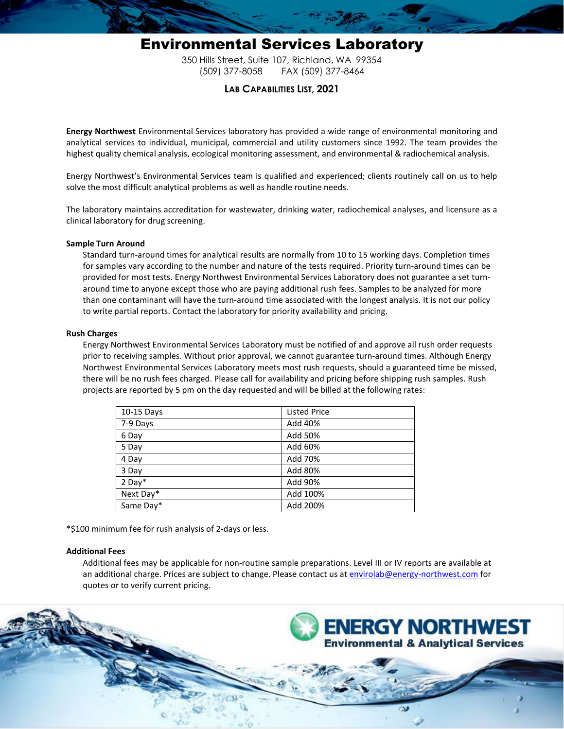# Environmental Services Laboratory

350 Hills Street, Suite 107, Richland, WA 99354
(509) 377-8058 FAX (509) 377-8464

## LAB CAPABILITIES LIST, 2021

**Energy Northwest** Environmental Services laboratory has provided a wide range of environmental monitoring and analytical services to individual, municipal, commercial and utility customers since 1992. The team provides the highest quality chemical analysis, ecological monitoring assessment, and environmental & radiochemical analysis.

Energy Northwest's Environmental Services team is qualified and experienced; clients routinely call on us to help solve the most difficult analytical problems as well as handle routine needs.

The laboratory maintains accreditation for wastewater, drinking water, radiochemical analyses, and licensure as a clinical laboratory for drug screening.

### Sample Turn Around

Standard turn-around times for analytical results are normally from 10 to 15 working days. Completion times for samples vary according to the number and nature of the tests required. Priority turn-around times can be provided for most tests. Energy Northwest Environmental Services Laboratory does not guarantee a set turn-around time to anyone except those who are paying additional rush fees. Samples to be analyzed for more than one contaminant will have the turn-around time associated with the longest analysis. It is not our policy to write partial reports. Contact the laboratory for priority availability and pricing.

### Rush Charges

Energy Northwest Environmental Services Laboratory must be notified of and approve all rush order requests prior to receiving samples. Without prior approval, we cannot guarantee turn-around times. Although Energy Northwest Environmental Services Laboratory meets most rush requests, should a guaranteed time be missed, there will be no rush fees charged. Please call for availability and pricing before shipping rush samples. Rush projects are reported by 5 pm on the day requested and will be billed at the following rates:

| | |
|---|---|
| 10-15 Days | Listed Price |
| 7-9 Days | Add 40% |
| 6 Day | Add 50% |
| 5 Day | Add 60% |
| 4 Day | Add 70% |
| 3 Day | Add 80% |
| 2 Day* | Add 90% |
| Next Day* | Add 100% |
| Same Day* | Add 200% |

*$100 minimum fee for rush analysis of 2-days or less.

### Additional Fees

Additional fees may be applicable for non-routine sample preparations. Level III or IV reports are available at an additional charge. Prices are subject to change. Please contact us at envirolab@energy-northwest.com for quotes or to verify current pricing.

ENERGY NORTHWEST
Environmental & Analytical Services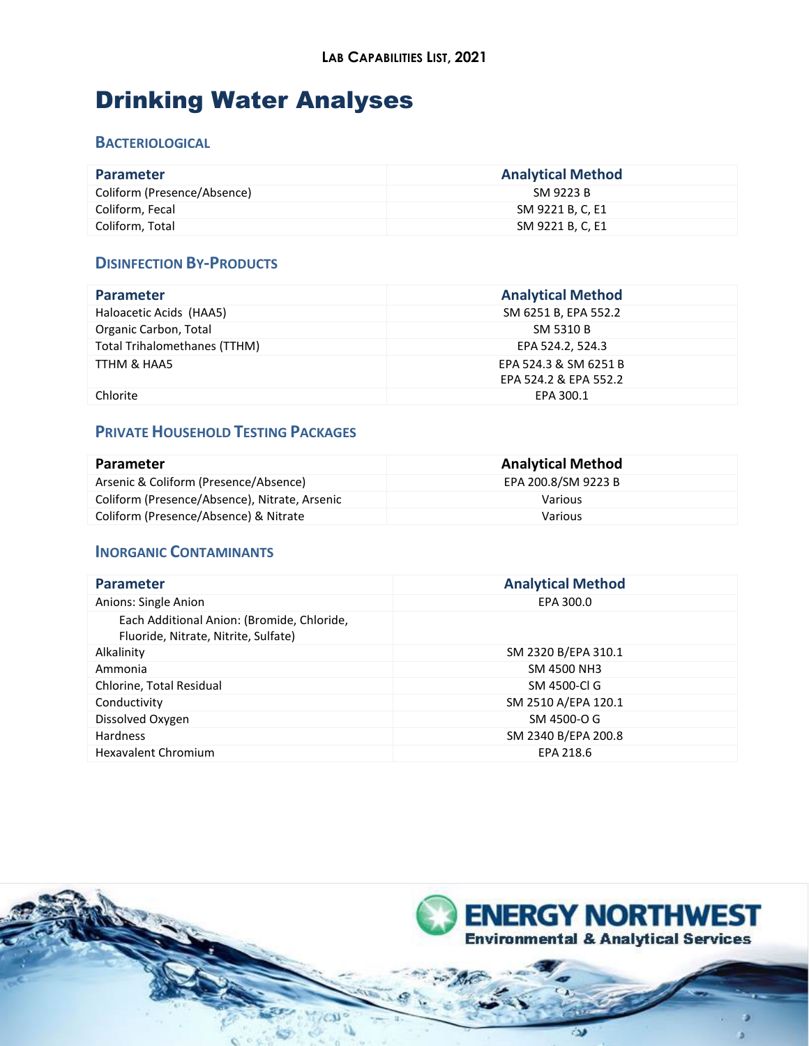# Drinking Water Analyses

### Bacteriological

| Parameter | Analytical Method |
|---|---|
| Coliform (Presence/Absence) | SM 9223 B |
| Coliform, Fecal | SM 9221 B, C, E1 |
| Coliform, Total | SM 9221 B, C, E1 |

### Disinfection By-Products

| Parameter | Analytical Method |
|---|---|
| Haloacetic Acids (HAA5) | SM 6251 B, EPA 552.2 |
| Organic Carbon, Total | SM 5310 B |
| Total Trihalomethanes (TTHM) | EPA 524.2, 524.3 |
| TTHM & HAA5 | EPA 524.3 & SM 6251 B<br>EPA 524.2 & EPA 552.2 |
| Chlorite | EPA 300.1 |

### Private Household Testing Packages

| Parameter | Analytical Method |
|---|---|
| Arsenic & Coliform (Presence/Absence) | EPA 200.8/SM 9223 B |
| Coliform (Presence/Absence), Nitrate, Arsenic | Various |
| Coliform (Presence/Absence) & Nitrate | Various |

### Inorganic Contaminants

| Parameter | Analytical Method |
|---|---|
| Anions: Single Anion | EPA 300.0 |
| Each Additional Anion: (Bromide, Chloride, Fluoride, Nitrate, Nitrite, Sulfate) | |
| Alkalinity | SM 2320 B/EPA 310.1 |
| Ammonia | SM 4500 NH3 |
| Chlorine, Total Residual | SM 4500-Cl G |
| Conductivity | SM 2510 A/EPA 120.1 |
| Dissolved Oxygen | SM 4500-O G |
| Hardness | SM 2340 B/EPA 200.8 |
| Hexavalent Chromium | EPA 218.6 |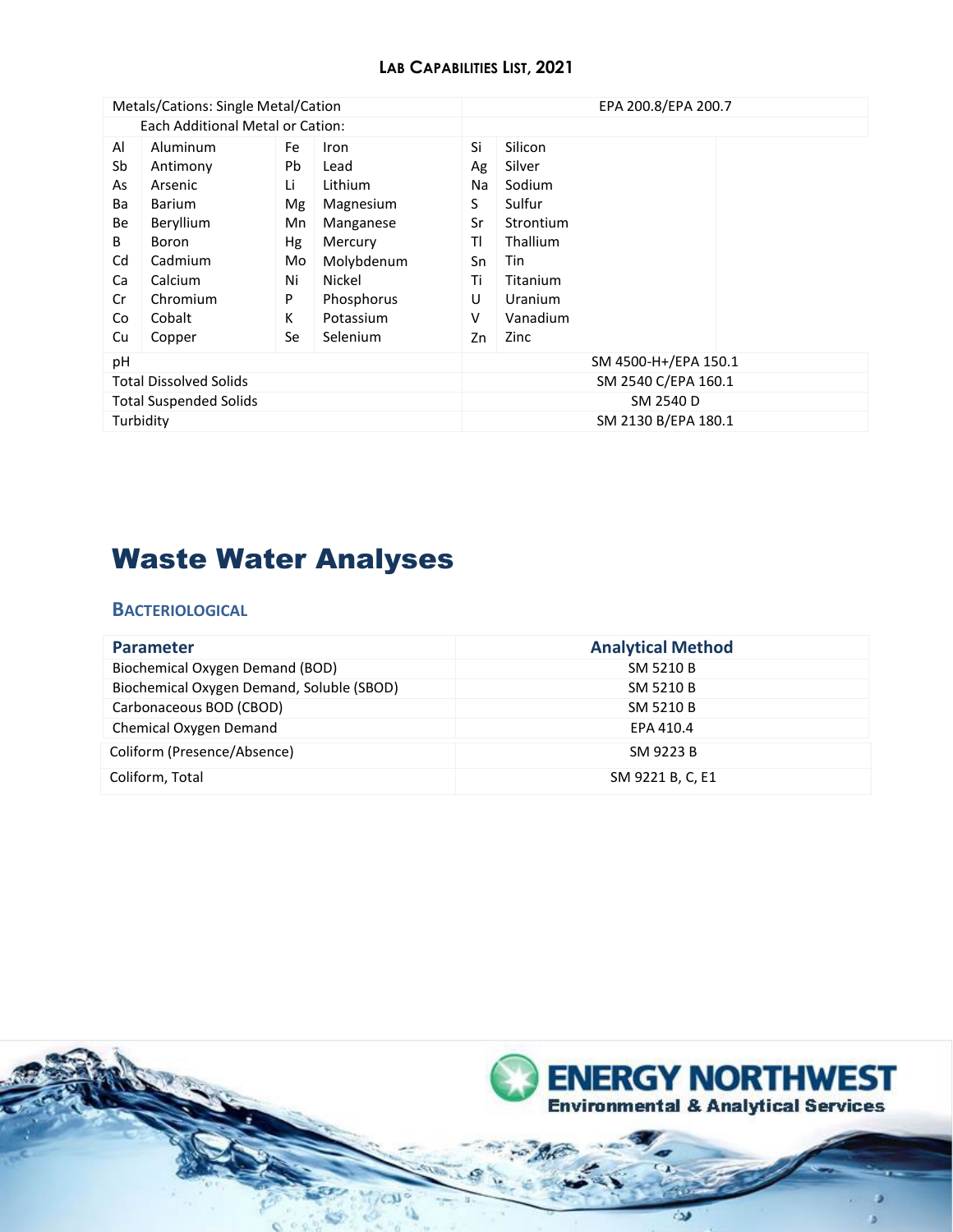| Metals/Cations: Single Metal/Cation | | | | | | EPA 200.8/EPA 200.7 |
|---|---|---|---|---|---|---|
| Each Additional Metal or Cation: | | | | | | |
| Al | Aluminum | Fe | Iron | Si | Silicon | |
| Sb | Antimony | Pb | Lead | Ag | Silver | |
| As | Arsenic | Li | Lithium | Na | Sodium | |
| Ba | Barium | Mg | Magnesium | S | Sulfur | |
| Be | Beryllium | Mn | Manganese | Sr | Strontium | |
| B | Boron | Hg | Mercury | Tl | Thallium | |
| Cd | Cadmium | Mo | Molybdenum | Sn | Tin | |
| Ca | Calcium | Ni | Nickel | Ti | Titanium | |
| Cr | Chromium | P | Phosphorus | U | Uranium | |
| Co | Cobalt | K | Potassium | V | Vanadium | |
| Cu | Copper | Se | Selenium | Zn | Zinc | |
| pH | | | | | | SM 4500-H+/EPA 150.1 |
| Total Dissolved Solids | | | | | | SM 2540 C/EPA 160.1 |
| Total Suspended Solids | | | | | | SM 2540 D |
| Turbidity | | | | | | SM 2130 B/EPA 180.1 |

# Waste Water Analyses

## Bacteriological

| Parameter | Analytical Method |
|---|---|
| Biochemical Oxygen Demand (BOD) | SM 5210 B |
| Biochemical Oxygen Demand, Soluble (SBOD) | SM 5210 B |
| Carbonaceous BOD (CBOD) | SM 5210 B |
| Chemical Oxygen Demand | EPA 410.4 |
| Coliform (Presence/Absence) | SM 9223 B |
| Coliform, Total | SM 9221 B, C, E1 |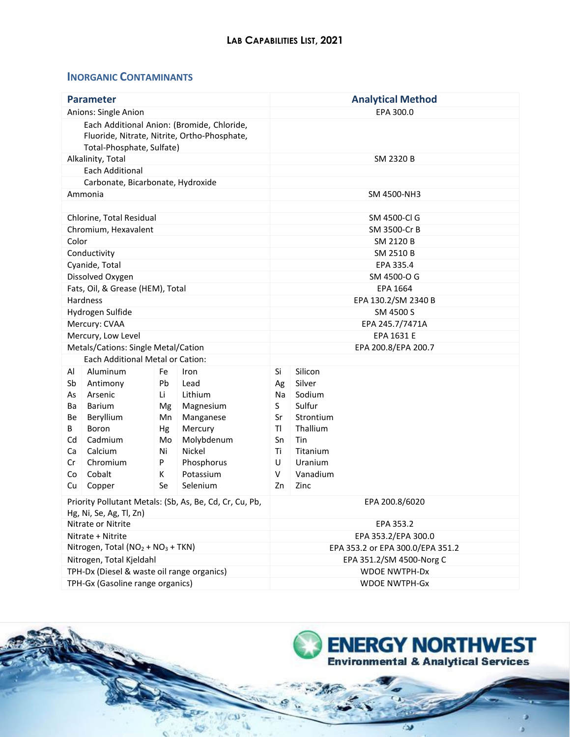## Inorganic Contaminants

| Parameter | Analytical Method |
|---|---|
| Anions: Single Anion | EPA 300.0 |
| Each Additional Anion: (Bromide, Chloride, Fluoride, Nitrate, Nitrite, Ortho-Phosphate, Total-Phosphate, Sulfate) | |
| Alkalinity, Total | SM 2320 B |
| Each Additional | |
| Carbonate, Bicarbonate, Hydroxide | |
| Ammonia | SM 4500-NH3 |
| | |
| Chlorine, Total Residual | SM 4500-Cl G |
| Chromium, Hexavalent | SM 3500-Cr B |
| Color | SM 2120 B |
| Conductivity | SM 2510 B |
| Cyanide, Total | EPA 335.4 |
| Dissolved Oxygen | SM 4500-O G |
| Fats, Oil, & Grease (HEM), Total | EPA 1664 |
| Hardness | EPA 130.2/SM 2340 B |
| Hydrogen Sulfide | SM 4500 S |
| Mercury: CVAA | EPA 245.7/7471A |
| Mercury, Low Level | EPA 1631 E |
| Metals/Cations: Single Metal/Cation | EPA 200.8/EPA 200.7 |
| Each Additional Metal or Cation: | |

| | | | | | |
|---|---|---|---|---|---|
| Al | Aluminum | Fe | Iron | Si | Silicon |
| Sb | Antimony | Pb | Lead | Ag | Silver |
| As | Arsenic | Li | Lithium | Na | Sodium |
| Ba | Barium | Mg | Magnesium | S | Sulfur |
| Be | Beryllium | Mn | Manganese | Sr | Strontium |
| B | Boron | Hg | Mercury | Tl | Thallium |
| Cd | Cadmium | Mo | Molybdenum | Sn | Tin |
| Ca | Calcium | Ni | Nickel | Ti | Titanium |
| Cr | Chromium | P | Phosphorus | U | Uranium |
| Co | Cobalt | K | Potassium | V | Vanadium |
| Cu | Copper | Se | Selenium | Zn | Zinc |

| Parameter | Analytical Method |
|---|---|
| Priority Pollutant Metals: (Sb, As, Be, Cd, Cr, Cu, Pb, Hg, Ni, Se, Ag, Tl, Zn) | EPA 200.8/6020 |
| Nitrate or Nitrite | EPA 353.2 |
| Nitrate + Nitrite | EPA 353.2/EPA 300.0 |
| Nitrogen, Total ($NO_2$ + $NO_3$ + TKN) | EPA 353.2 or EPA 300.0/EPA 351.2 |
| Nitrogen, Total Kjeldahl | EPA 351.2/SM 4500-Norg C |
| TPH-Dx (Diesel & waste oil range organics) | WDOE NWTPH-Dx |
| TPH-Gx (Gasoline range organics) | WDOE NWTPH-Gx |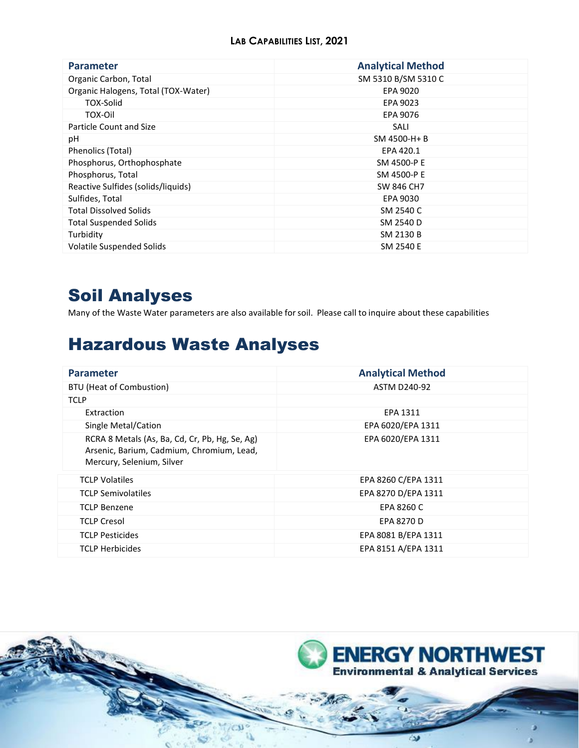| Parameter | Analytical Method |
| --- | --- |
| Organic Carbon, Total | SM 5310 B/SM 5310 C |
| Organic Halogens, Total (TOX-Water) | EPA 9020 |
| TOX-Solid | EPA 9023 |
| TOX-Oil | EPA 9076 |
| Particle Count and Size | SALI |
| pH | SM 4500-H+ B |
| Phenolics (Total) | EPA 420.1 |
| Phosphorus, Orthophosphate | SM 4500-P E |
| Phosphorus, Total | SM 4500-P E |
| Reactive Sulfides (solids/liquids) | SW 846 CH7 |
| Sulfides, Total | EPA 9030 |
| Total Dissolved Solids | SM 2540 C |
| Total Suspended Solids | SM 2540 D |
| Turbidity | SM 2130 B |
| Volatile Suspended Solids | SM 2540 E |

# Soil Analyses

Many of the Waste Water parameters are also available for soil. Please call to inquire about these capabilities

# Hazardous Waste Analyses

| Parameter | Analytical Method |
| --- | --- |
| BTU (Heat of Combustion) | ASTM D240-92 |
| TCLP | |
| Extraction | EPA 1311 |
| Single Metal/Cation | EPA 6020/EPA 1311 |
| RCRA 8 Metals (As, Ba, Cd, Cr, Pb, Hg, Se, Ag) Arsenic, Barium, Cadmium, Chromium, Lead, Mercury, Selenium, Silver | EPA 6020/EPA 1311 |
| TCLP Volatiles | EPA 8260 C/EPA 1311 |
| TCLP Semivolatiles | EPA 8270 D/EPA 1311 |
| TCLP Benzene | EPA 8260 C |
| TCLP Cresol | EPA 8270 D |
| TCLP Pesticides | EPA 8081 B/EPA 1311 |
| TCLP Herbicides | EPA 8151 A/EPA 1311 |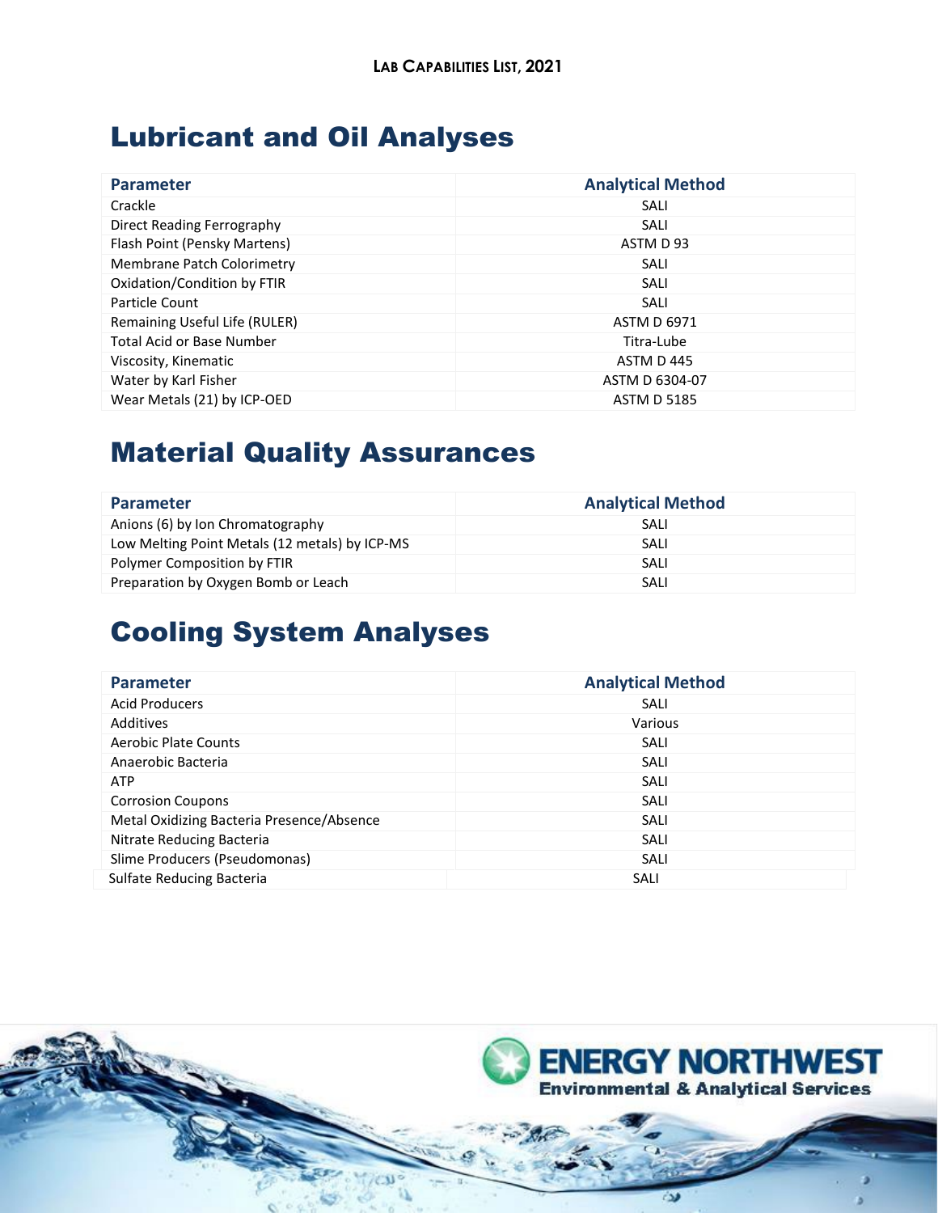# Lubricant and Oil Analyses

| Parameter | Analytical Method |
|---|---|
| Crackle | SALI |
| Direct Reading Ferrography | SALI |
| Flash Point (Pensky Martens) | ASTM D 93 |
| Membrane Patch Colorimetry | SALI |
| Oxidation/Condition by FTIR | SALI |
| Particle Count | SALI |
| Remaining Useful Life (RULER) | ASTM D 6971 |
| Total Acid or Base Number | Titra-Lube |
| Viscosity, Kinematic | ASTM D 445 |
| Water by Karl Fisher | ASTM D 6304-07 |
| Wear Metals (21) by ICP-OED | ASTM D 5185 |

# Material Quality Assurances

| Parameter | Analytical Method |
|---|---|
| Anions (6) by Ion Chromatography | SALI |
| Low Melting Point Metals (12 metals) by ICP-MS | SALI |
| Polymer Composition by FTIR | SALI |
| Preparation by Oxygen Bomb or Leach | SALI |

# Cooling System Analyses

| Parameter | Analytical Method |
|---|---|
| Acid Producers | SALI |
| Additives | Various |
| Aerobic Plate Counts | SALI |
| Anaerobic Bacteria | SALI |
| ATP | SALI |
| Corrosion Coupons | SALI |
| Metal Oxidizing Bacteria Presence/Absence | SALI |
| Nitrate Reducing Bacteria | SALI |
| Slime Producers (Pseudomonas) | SALI |
| Sulfate Reducing Bacteria | SALI |

ENERGY NORTHWEST
Environmental & Analytical Services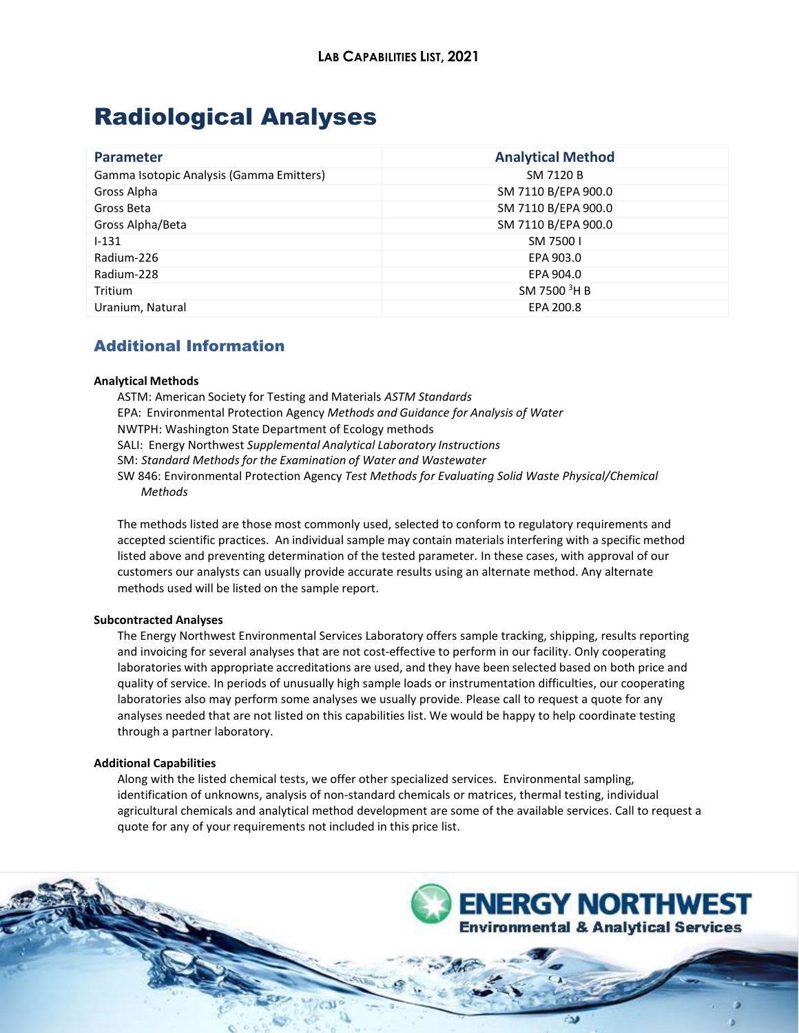# Radiological Analyses

| Parameter | Analytical Method |
|---|---|
| Gamma Isotopic Analysis (Gamma Emitters) | SM 7120 B |
| Gross Alpha | SM 7110 B/EPA 900.0 |
| Gross Beta | SM 7110 B/EPA 900.0 |
| Gross Alpha/Beta | SM 7110 B/EPA 900.0 |
| I-131 | SM 7500 I |
| Radium-226 | EPA 903.0 |
| Radium-228 | EPA 904.0 |
| Tritium | SM 7500 $^{3}H$ B |
| Uranium, Natural | EPA 200.8 |

## Additional Information

**Analytical Methods**

ASTM: American Society for Testing and Materials *ASTM Standards*
EPA: Environmental Protection Agency *Methods and Guidance for Analysis of Water*
NWTPH: Washington State Department of Ecology methods
SALI: Energy Northwest *Supplemental Analytical Laboratory Instructions*
SM: *Standard Methods for the Examination of Water and Wastewater*
SW 846: Environmental Protection Agency *Test Methods for Evaluating Solid Waste Physical/Chemical Methods*

The methods listed are those most commonly used, selected to conform to regulatory requirements and accepted scientific practices. An individual sample may contain materials interfering with a specific method listed above and preventing determination of the tested parameter. In these cases, with approval of our customers our analysts can usually provide accurate results using an alternate method. Any alternate methods used will be listed on the sample report.

**Subcontracted Analyses**

The Energy Northwest Environmental Services Laboratory offers sample tracking, shipping, results reporting and invoicing for several analyses that are not cost-effective to perform in our facility. Only cooperating laboratories with appropriate accreditations are used, and they have been selected based on both price and quality of service. In periods of unusually high sample loads or instrumentation difficulties, our cooperating laboratories also may perform some analyses we usually provide. Please call to request a quote for any analyses needed that are not listed on this capabilities list. We would be happy to help coordinate testing through a partner laboratory.

**Additional Capabilities**

Along with the listed chemical tests, we offer other specialized services. Environmental sampling, identification of unknowns, analysis of non-standard chemicals or matrices, thermal testing, individual agricultural chemicals and analytical method development are some of the available services. Call to request a quote for any of your requirements not included in this price list.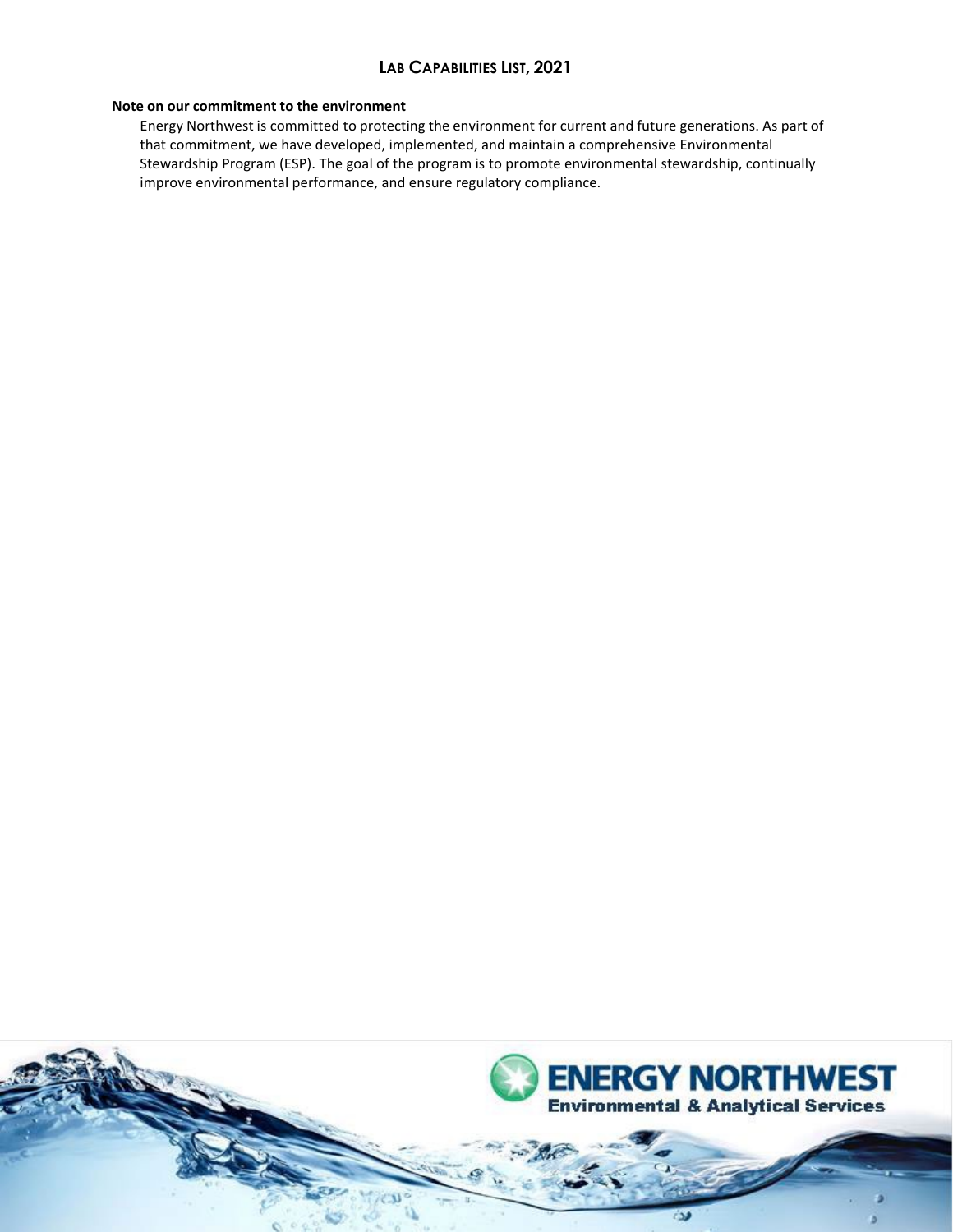**Note on our commitment to the environment**

Energy Northwest is committed to protecting the environment for current and future generations. As part of that commitment, we have developed, implemented, and maintain a comprehensive Environmental Stewardship Program (ESP). The goal of the program is to promote environmental stewardship, continually improve environmental performance, and ensure regulatory compliance.